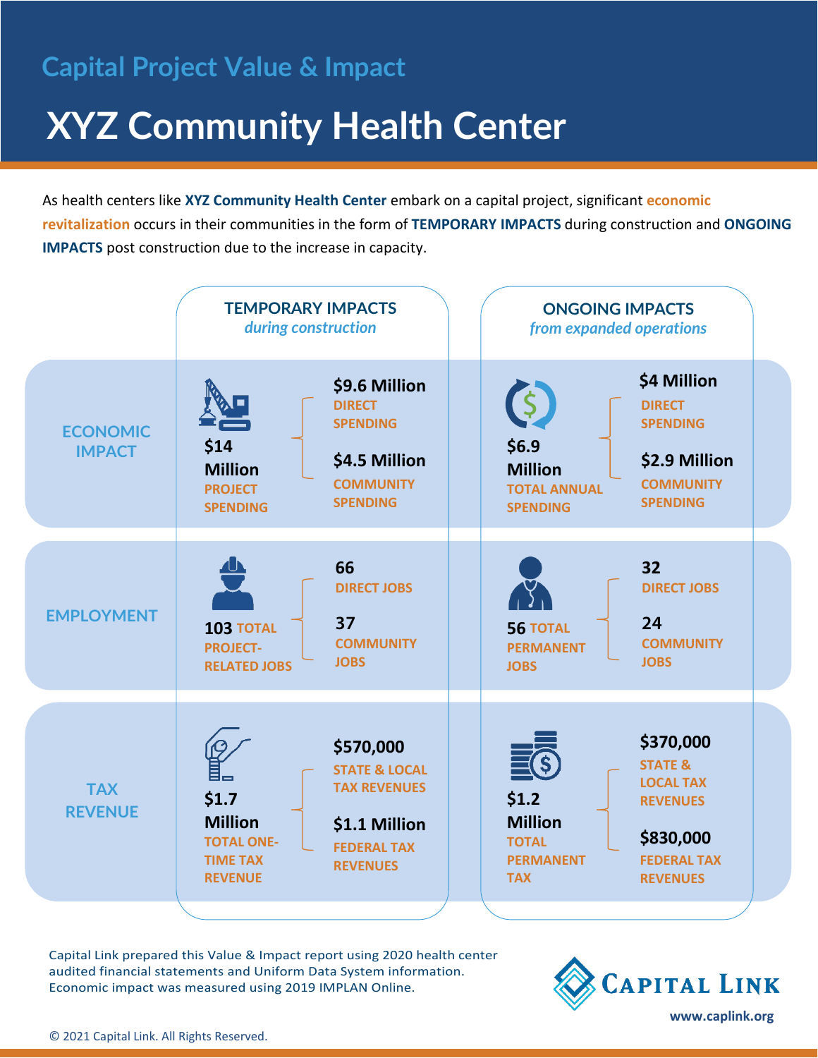## Capital Project Value & Impact

# XYZ Community Health Center

As health centers like **XYZ Community Health Center** embark on a capital project, significant **economic revitalization** occurs in their communities in the form of **TEMPORARY IMPACTS** during construction and **ONGOING IMPACTS** post construction due to the increase in capacity.

| | TEMPORARY IMPACTS *during construction* | | ONGOING IMPACTS *from expanded operations* | |
|---|---|---|---|---|
| **ECONOMIC IMPACT** | **$14 Million** PROJECT SPENDING | **$9.6 Million** DIRECT SPENDING<br>**$4.5 Million** COMMUNITY SPENDING | **$6.9 Million** TOTAL ANNUAL SPENDING | **$4 Million** DIRECT SPENDING<br>**$2.9 Million** COMMUNITY SPENDING |
| **EMPLOYMENT** | **103** TOTAL PROJECT-RELATED JOBS | **66** DIRECT JOBS<br>**37** COMMUNITY JOBS | **56** TOTAL PERMANENT JOBS | **32** DIRECT JOBS<br>**24** COMMUNITY JOBS |
| **TAX REVENUE** | **$1.7 Million** TOTAL ONE-TIME TAX REVENUE | **$570,000** STATE & LOCAL TAX REVENUES<br>**$1.1 Million** FEDERAL TAX REVENUES | **$1.2 Million** TOTAL PERMANENT TAX | **$370,000** STATE & LOCAL TAX REVENUES<br>**$830,000** FEDERAL TAX REVENUES |

Capital Link prepared this Value & Impact report using 2020 health center audited financial statements and Uniform Data System information. Economic impact was measured using 2019 IMPLAN Online.

CAPITAL LINK

www.caplink.org

© 2021 Capital Link. All Rights Reserved.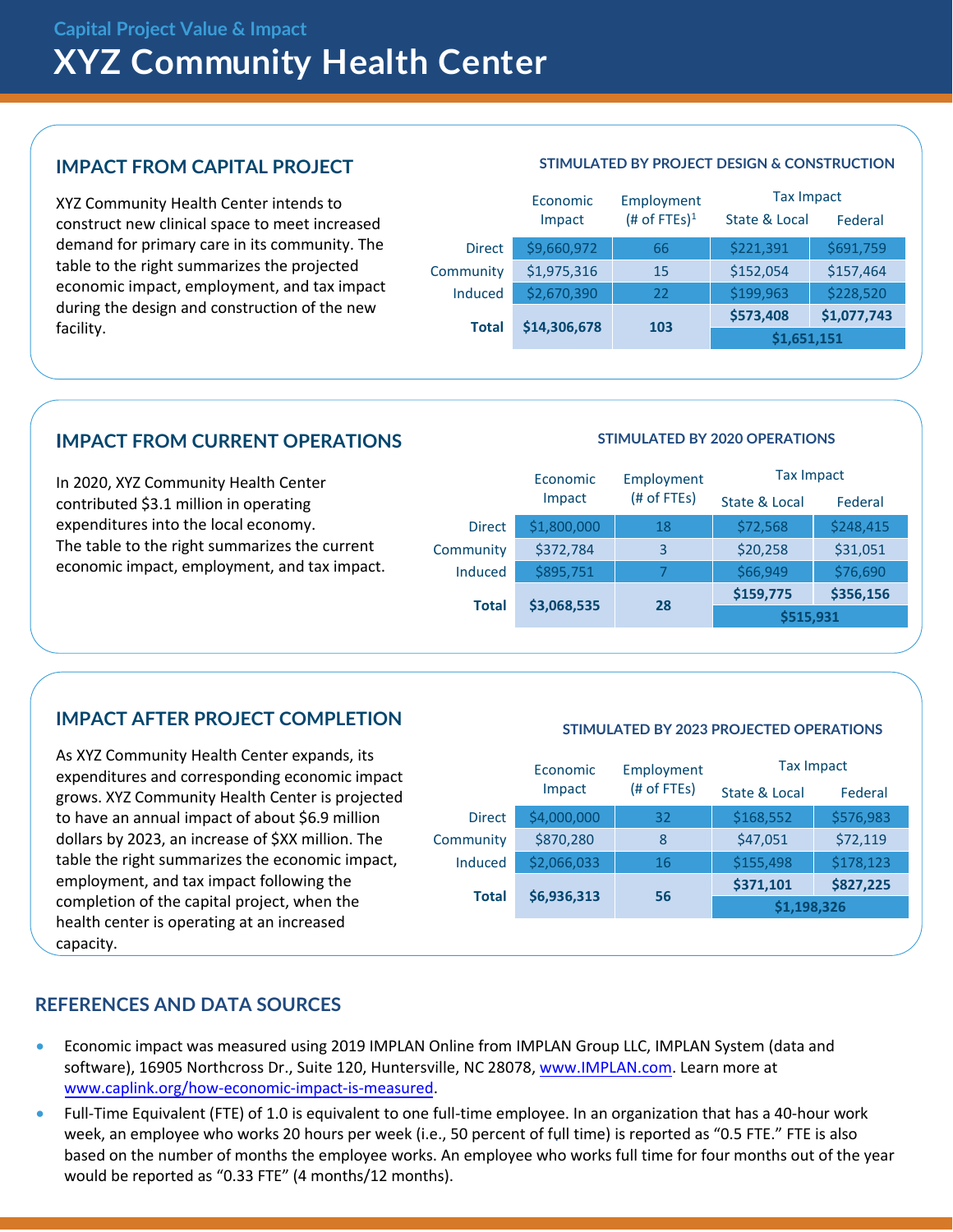Capital Project Value & Impact

# XYZ Community Health Center

## IMPACT FROM CAPITAL PROJECT

XYZ Community Health Center intends to construct new clinical space to meet increased demand for primary care in its community. The table to the right summarizes the projected economic impact, employment, and tax impact during the design and construction of the new facility.

### STIMULATED BY PROJECT DESIGN & CONSTRUCTION

| | Economic Impact | Employment (# of FTEs)[1] | Tax Impact | |
|---|---|---|---|---|
| | | | State & Local | Federal |
| Direct | $9,660,972 | 66 | $221,391 | $691,759 |
| Community | $1,975,316 | 15 | $152,054 | $157,464 |
| Induced | $2,670,390 | 22 | $199,963 | $228,520 |
| **Total** | **$14,306,678** | **103** | **$573,408** | **$1,077,743** |
| | | | **$1,651,151** | |

## IMPACT FROM CURRENT OPERATIONS

In 2020, XYZ Community Health Center contributed $3.1 million in operating expenditures into the local economy.
The table to the right summarizes the current economic impact, employment, and tax impact.

### STIMULATED BY 2020 OPERATIONS

| | Economic Impact | Employment (# of FTEs) | Tax Impact | |
|---|---|---|---|---|
| | | | State & Local | Federal |
| Direct | $1,800,000 | 18 | $72,568 | $248,415 |
| Community | $372,784 | 3 | $20,258 | $31,051 |
| Induced | $895,751 | 7 | $66,949 | $76,690 |
| **Total** | **$3,068,535** | **28** | **$159,775** | **$356,156** |
| | | | **$515,931** | |

## IMPACT AFTER PROJECT COMPLETION

As XYZ Community Health Center expands, its expenditures and corresponding economic impact grows. XYZ Community Health Center is projected to have an annual impact of about $6.9 million dollars by 2023, an increase of $XX million. The table the right summarizes the economic impact, employment, and tax impact following the completion of the capital project, when the health center is operating at an increased capacity.

### STIMULATED BY 2023 PROJECTED OPERATIONS

| | Economic Impact | Employment (# of FTEs) | Tax Impact | |
|---|---|---|---|---|
| | | | State & Local | Federal |
| Direct | $4,000,000 | 32 | $168,552 | $576,983 |
| Community | $870,280 | 8 | $47,051 | $72,119 |
| Induced | $2,066,033 | 16 | $155,498 | $178,123 |
| **Total** | **$6,936,313** | **56** | **$371,101** | **$827,225** |
| | | | **$1,198,326** | |

## REFERENCES AND DATA SOURCES

- Economic impact was measured using 2019 IMPLAN Online from IMPLAN Group LLC, IMPLAN System (data and software), 16905 Northcross Dr., Suite 120, Huntersville, NC 28078, www.IMPLAN.com. Learn more at www.caplink.org/how-economic-impact-is-measured.
- Full-Time Equivalent (FTE) of 1.0 is equivalent to one full-time employee. In an organization that has a 40-hour work week, an employee who works 20 hours per week (i.e., 50 percent of full time) is reported as "0.5 FTE." FTE is also based on the number of months the employee works. An employee who works full time for four months out of the year would be reported as "0.33 FTE" (4 months/12 months).